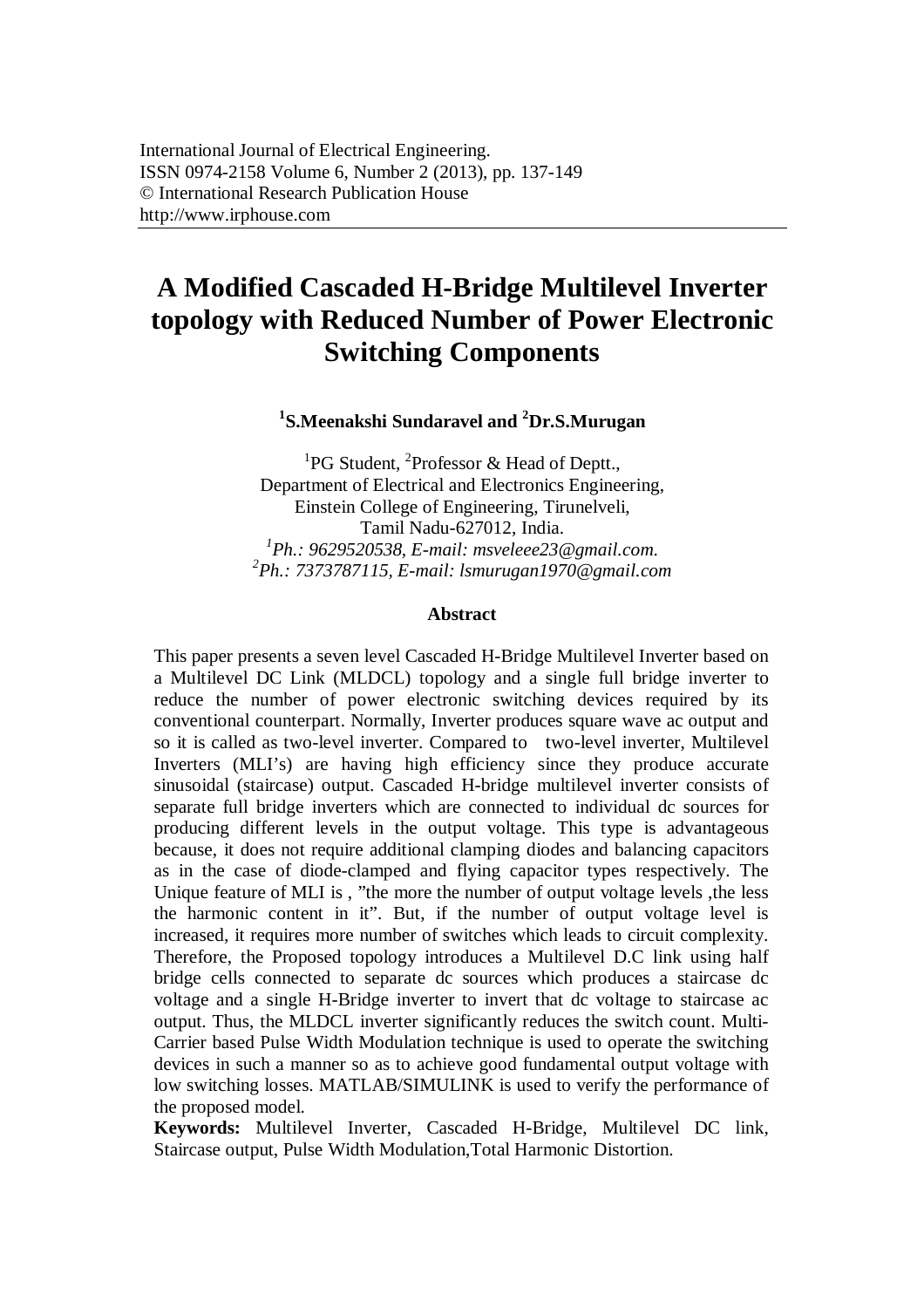International Journal of Electrical Engineering.
ISSN 0974-2158 Volume 6, Number 2 (2013), pp. 137-149
© International Research Publication House
http://www.irphouse.com

# A Modified Cascaded H-Bridge Multilevel Inverter topology with Reduced Number of Power Electronic Switching Components

**[1]S.Meenakshi Sundaravel and [2]Dr.S.Murugan**

[1]PG Student, [2]Professor & Head of Deptt.,
Department of Electrical and Electronics Engineering,
Einstein College of Engineering, Tirunelveli,
Tamil Nadu-627012, India.
*[1]Ph.: 9629520538, E-mail: msveleee23@gmail.com.*
*[2]Ph.: 7373787115, E-mail: lsmurugan1970@gmail.com*

## Abstract

This paper presents a seven level Cascaded H-Bridge Multilevel Inverter based on a Multilevel DC Link (MLDCL) topology and a single full bridge inverter to reduce the number of power electronic switching devices required by its conventional counterpart. Normally, Inverter produces square wave ac output and so it is called as two-level inverter. Compared to two-level inverter, Multilevel Inverters (MLI's) are having high efficiency since they produce accurate sinusoidal (staircase) output. Cascaded H-bridge multilevel inverter consists of separate full bridge inverters which are connected to individual dc sources for producing different levels in the output voltage. This type is advantageous because, it does not require additional clamping diodes and balancing capacitors as in the case of diode-clamped and flying capacitor types respectively. The Unique feature of MLI is , "the more the number of output voltage levels ,the less the harmonic content in it". But, if the number of output voltage level is increased, it requires more number of switches which leads to circuit complexity. Therefore, the Proposed topology introduces a Multilevel D.C link using half bridge cells connected to separate dc sources which produces a staircase dc voltage and a single H-Bridge inverter to invert that dc voltage to staircase ac output. Thus, the MLDCL inverter significantly reduces the switch count. Multi-Carrier based Pulse Width Modulation technique is used to operate the switching devices in such a manner so as to achieve good fundamental output voltage with low switching losses. MATLAB/SIMULINK is used to verify the performance of the proposed model.

**Keywords:** Multilevel Inverter, Cascaded H-Bridge, Multilevel DC link, Staircase output, Pulse Width Modulation,Total Harmonic Distortion.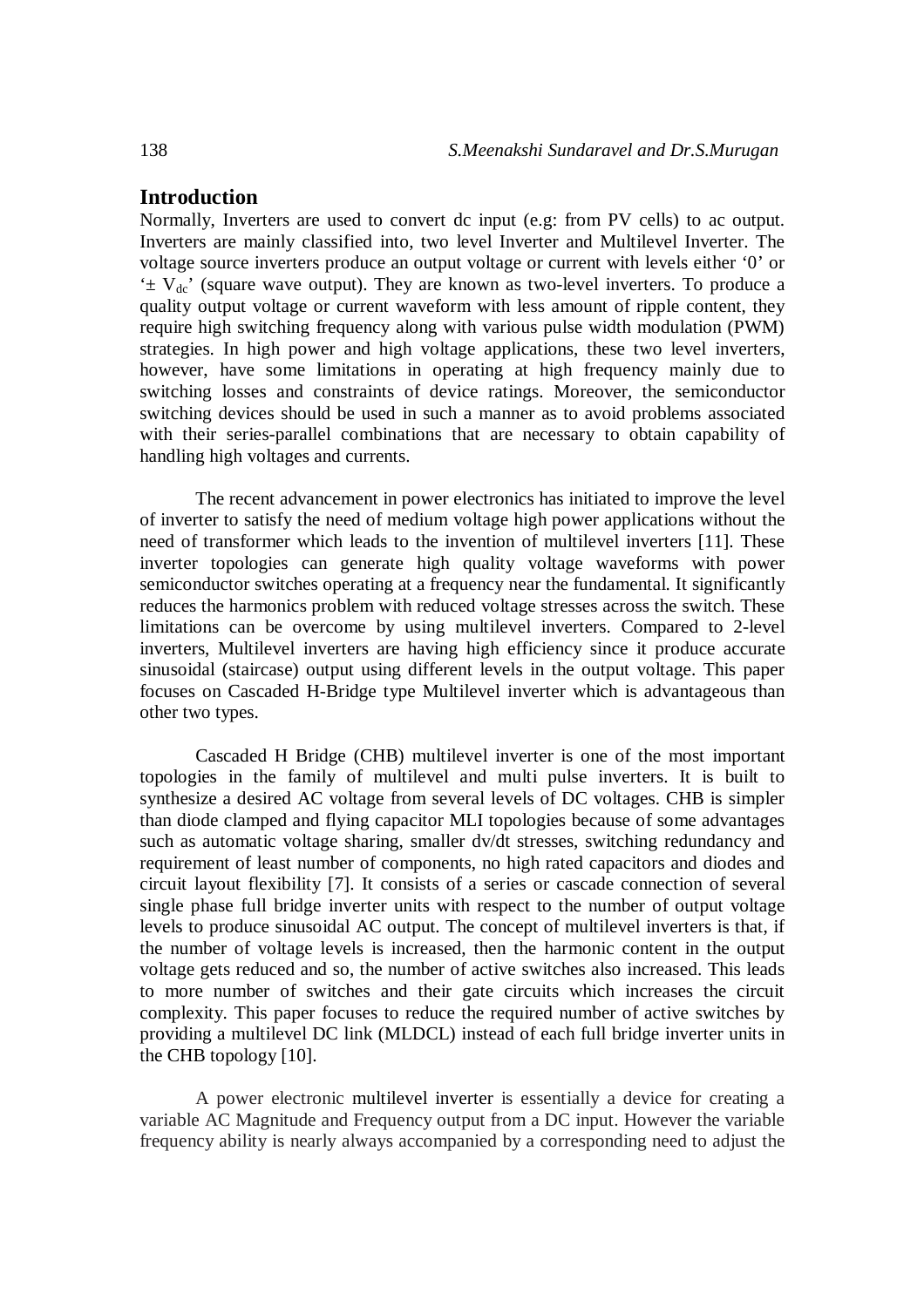## Introduction

Normally, Inverters are used to convert dc input (e.g: from PV cells) to ac output. Inverters are mainly classified into, two level Inverter and Multilevel Inverter. The voltage source inverters produce an output voltage or current with levels either '0' or '$\pm V_{dc}$' (square wave output). They are known as two-level inverters. To produce a quality output voltage or current waveform with less amount of ripple content, they require high switching frequency along with various pulse width modulation (PWM) strategies. In high power and high voltage applications, these two level inverters, however, have some limitations in operating at high frequency mainly due to switching losses and constraints of device ratings. Moreover, the semiconductor switching devices should be used in such a manner as to avoid problems associated with their series-parallel combinations that are necessary to obtain capability of handling high voltages and currents.

The recent advancement in power electronics has initiated to improve the level of inverter to satisfy the need of medium voltage high power applications without the need of transformer which leads to the invention of multilevel inverters [11]. These inverter topologies can generate high quality voltage waveforms with power semiconductor switches operating at a frequency near the fundamental. It significantly reduces the harmonics problem with reduced voltage stresses across the switch. These limitations can be overcome by using multilevel inverters. Compared to 2-level inverters, Multilevel inverters are having high efficiency since it produce accurate sinusoidal (staircase) output using different levels in the output voltage. This paper focuses on Cascaded H-Bridge type Multilevel inverter which is advantageous than other two types.

Cascaded H Bridge (CHB) multilevel inverter is one of the most important topologies in the family of multilevel and multi pulse inverters. It is built to synthesize a desired AC voltage from several levels of DC voltages. CHB is simpler than diode clamped and flying capacitor MLI topologies because of some advantages such as automatic voltage sharing, smaller dv/dt stresses, switching redundancy and requirement of least number of components, no high rated capacitors and diodes and circuit layout flexibility [7]. It consists of a series or cascade connection of several single phase full bridge inverter units with respect to the number of output voltage levels to produce sinusoidal AC output. The concept of multilevel inverters is that, if the number of voltage levels is increased, then the harmonic content in the output voltage gets reduced and so, the number of active switches also increased. This leads to more number of switches and their gate circuits which increases the circuit complexity. This paper focuses to reduce the required number of active switches by providing a multilevel DC link (MLDCL) instead of each full bridge inverter units in the CHB topology [10].

A power electronic multilevel inverter is essentially a device for creating a variable AC Magnitude and Frequency output from a DC input. However the variable frequency ability is nearly always accompanied by a corresponding need to adjust the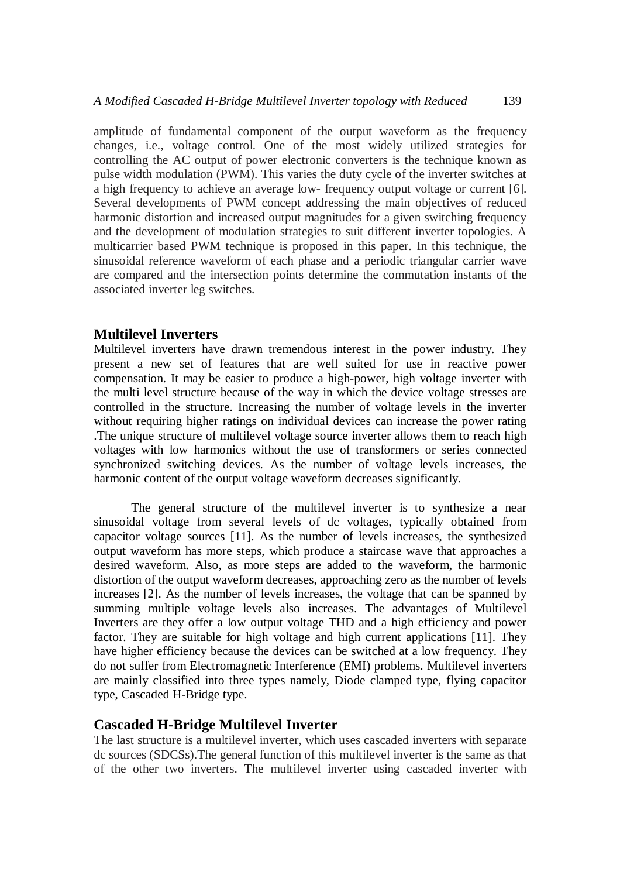amplitude of fundamental component of the output waveform as the frequency changes, i.e., voltage control. One of the most widely utilized strategies for controlling the AC output of power electronic converters is the technique known as pulse width modulation (PWM). This varies the duty cycle of the inverter switches at a high frequency to achieve an average low- frequency output voltage or current [6]. Several developments of PWM concept addressing the main objectives of reduced harmonic distortion and increased output magnitudes for a given switching frequency and the development of modulation strategies to suit different inverter topologies. A multicarrier based PWM technique is proposed in this paper. In this technique, the sinusoidal reference waveform of each phase and a periodic triangular carrier wave are compared and the intersection points determine the commutation instants of the associated inverter leg switches.

## Multilevel Inverters

Multilevel inverters have drawn tremendous interest in the power industry. They present a new set of features that are well suited for use in reactive power compensation. It may be easier to produce a high-power, high voltage inverter with the multi level structure because of the way in which the device voltage stresses are controlled in the structure. Increasing the number of voltage levels in the inverter without requiring higher ratings on individual devices can increase the power rating .The unique structure of multilevel voltage source inverter allows them to reach high voltages with low harmonics without the use of transformers or series connected synchronized switching devices. As the number of voltage levels increases, the harmonic content of the output voltage waveform decreases significantly.

The general structure of the multilevel inverter is to synthesize a near sinusoidal voltage from several levels of dc voltages, typically obtained from capacitor voltage sources [11]. As the number of levels increases, the synthesized output waveform has more steps, which produce a staircase wave that approaches a desired waveform. Also, as more steps are added to the waveform, the harmonic distortion of the output waveform decreases, approaching zero as the number of levels increases [2]. As the number of levels increases, the voltage that can be spanned by summing multiple voltage levels also increases. The advantages of Multilevel Inverters are they offer a low output voltage THD and a high efficiency and power factor. They are suitable for high voltage and high current applications [11]. They have higher efficiency because the devices can be switched at a low frequency. They do not suffer from Electromagnetic Interference (EMI) problems. Multilevel inverters are mainly classified into three types namely, Diode clamped type, flying capacitor type, Cascaded H-Bridge type.

## Cascaded H-Bridge Multilevel Inverter

The last structure is a multilevel inverter, which uses cascaded inverters with separate dc sources (SDCSs).The general function of this multilevel inverter is the same as that of the other two inverters. The multilevel inverter using cascaded inverter with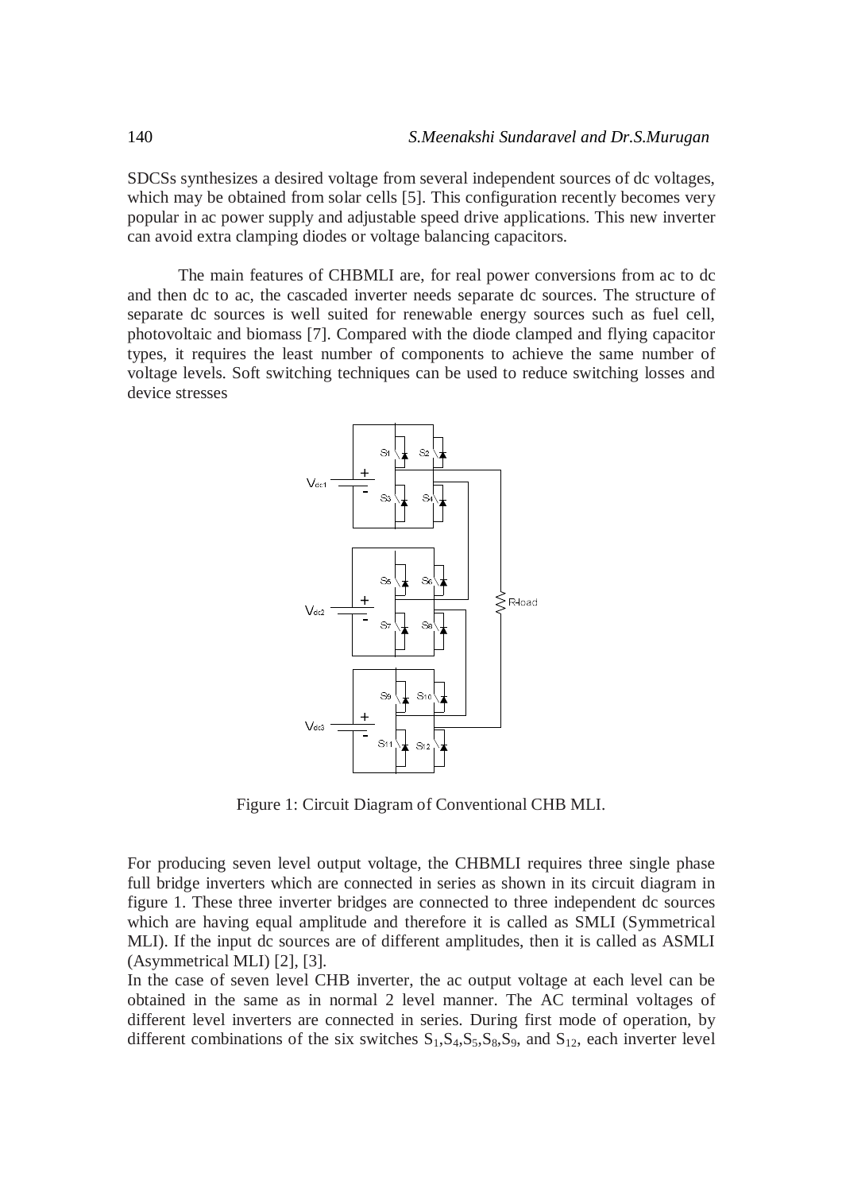SDCSs synthesizes a desired voltage from several independent sources of dc voltages, which may be obtained from solar cells [5]. This configuration recently becomes very popular in ac power supply and adjustable speed drive applications. This new inverter can avoid extra clamping diodes or voltage balancing capacitors.

The main features of CHBMLI are, for real power conversions from ac to dc and then dc to ac, the cascaded inverter needs separate dc sources. The structure of separate dc sources is well suited for renewable energy sources such as fuel cell, photovoltaic and biomass [7]. Compared with the diode clamped and flying capacitor types, it requires the least number of components to achieve the same number of voltage levels. Soft switching techniques can be used to reduce switching losses and device stresses

Figure 1: Circuit Diagram of Conventional CHB MLI.

For producing seven level output voltage, the CHBMLI requires three single phase full bridge inverters which are connected in series as shown in its circuit diagram in figure 1. These three inverter bridges are connected to three independent dc sources which are having equal amplitude and therefore it is called as SMLI (Symmetrical MLI). If the input dc sources are of different amplitudes, then it is called as ASMLI (Asymmetrical MLI) [2], [3].

In the case of seven level CHB inverter, the ac output voltage at each level can be obtained in the same as in normal 2 level manner. The AC terminal voltages of different level inverters are connected in series. During first mode of operation, by different combinations of the six switches $S_1$,$S_4$,$S_5$,$S_8$,$S_9$, and $S_{12}$, each inverter level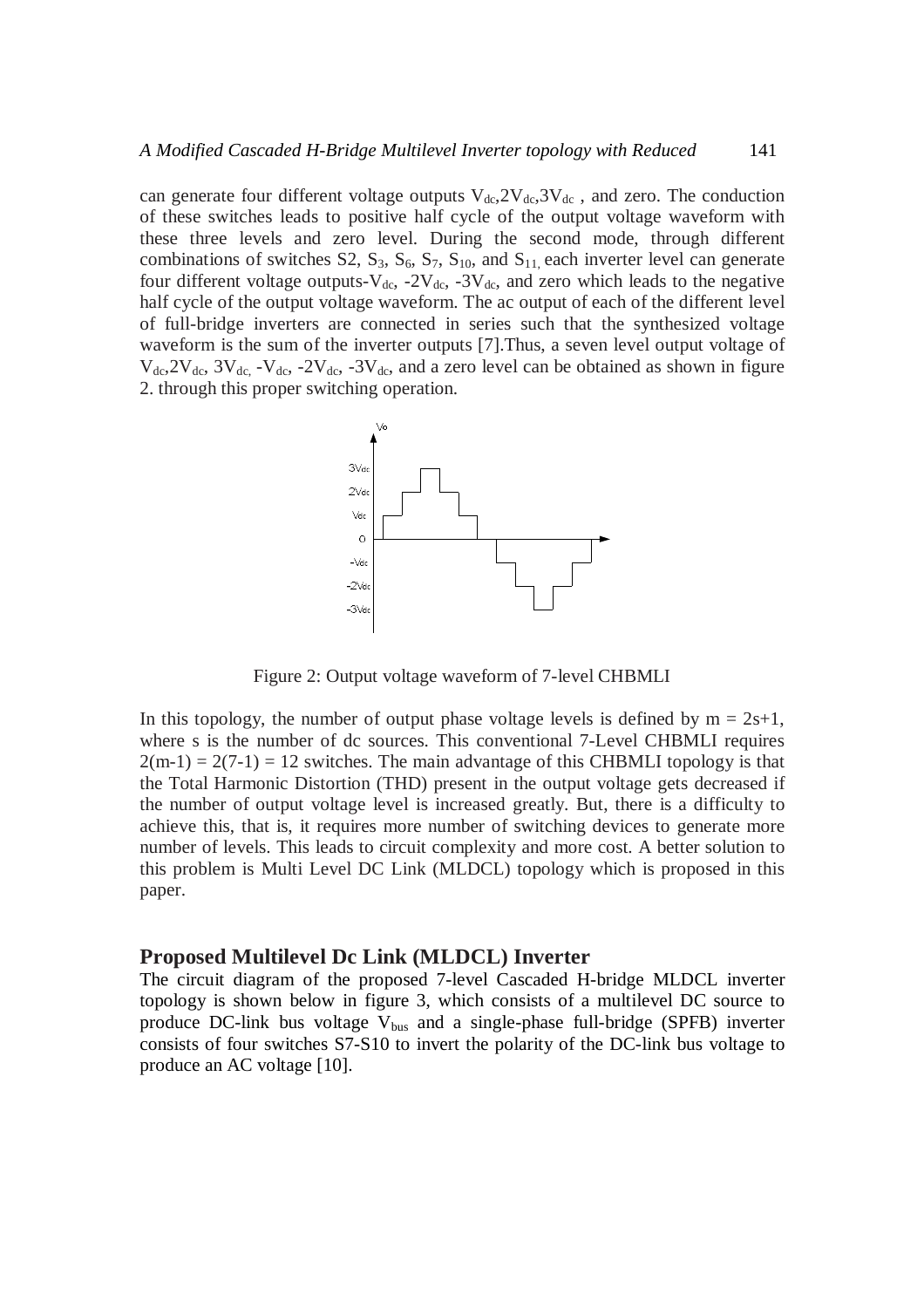can generate four different voltage outputs $V_{dc}$,$2V_{dc}$,$3V_{dc}$ , and zero. The conduction of these switches leads to positive half cycle of the output voltage waveform with these three levels and zero level. During the second mode, through different combinations of switches S2, $S_3$, $S_6$, $S_7$, $S_{10}$, and $S_{11}$, each inverter level can generate four different voltage outputs-$V_{dc}$, -$2V_{dc}$, -$3V_{dc}$, and zero which leads to the negative half cycle of the output voltage waveform. The ac output of each of the different level of full-bridge inverters are connected in series such that the synthesized voltage waveform is the sum of the inverter outputs [7].Thus, a seven level output voltage of $V_{dc}$,$2V_{dc}$, $3V_{dc}$, -$V_{dc}$, -$2V_{dc}$, -$3V_{dc}$, and a zero level can be obtained as shown in figure 2. through this proper switching operation.

Figure 2: Output voltage waveform of 7-level CHBMLI

In this topology, the number of output phase voltage levels is defined by $m = 2s+1$, where s is the number of dc sources. This conventional 7-Level CHBMLI requires $2(m-1) = 2(7-1) = 12$ switches. The main advantage of this CHBMLI topology is that the Total Harmonic Distortion (THD) present in the output voltage gets decreased if the number of output voltage level is increased greatly. But, there is a difficulty to achieve this, that is, it requires more number of switching devices to generate more number of levels. This leads to circuit complexity and more cost. A better solution to this problem is Multi Level DC Link (MLDCL) topology which is proposed in this paper.

## Proposed Multilevel Dc Link (MLDCL) Inverter

The circuit diagram of the proposed 7-level Cascaded H-bridge MLDCL inverter topology is shown below in figure 3, which consists of a multilevel DC source to produce DC-link bus voltage $V_{bus}$ and a single-phase full-bridge (SPFB) inverter consists of four switches S7-S10 to invert the polarity of the DC-link bus voltage to produce an AC voltage [10].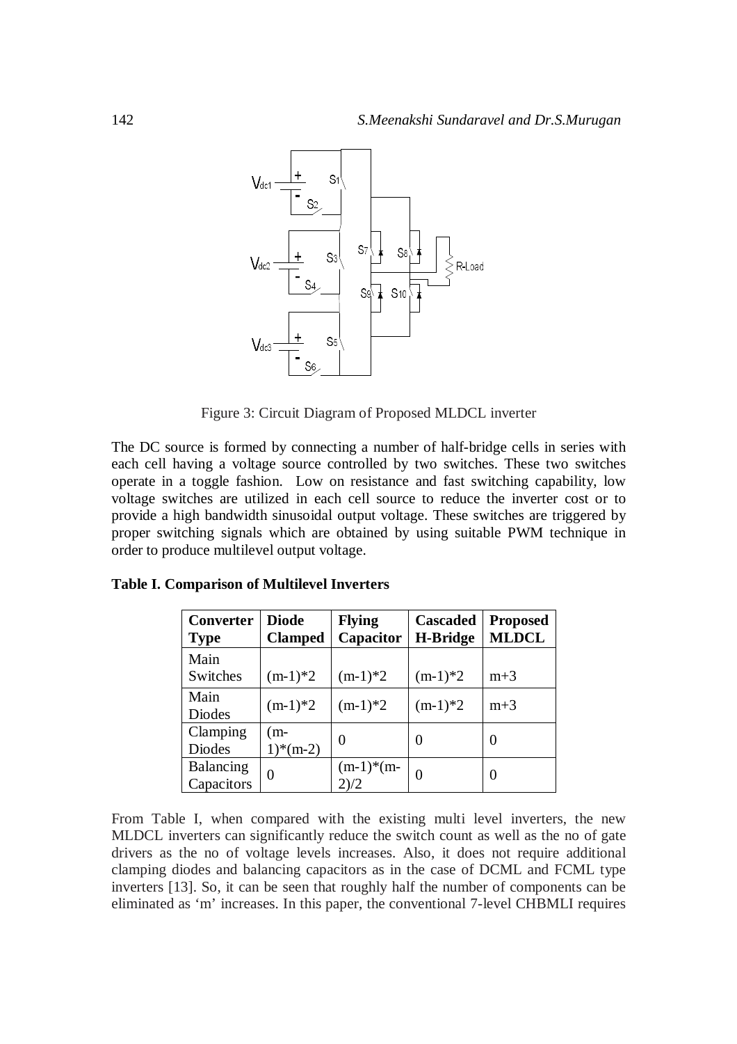Figure 3: Circuit Diagram of Proposed MLDCL inverter

The DC source is formed by connecting a number of half-bridge cells in series with each cell having a voltage source controlled by two switches. These two switches operate in a toggle fashion. Low on resistance and fast switching capability, low voltage switches are utilized in each cell source to reduce the inverter cost or to provide a high bandwidth sinusoidal output voltage. These switches are triggered by proper switching signals which are obtained by using suitable PWM technique in order to produce multilevel output voltage.

**Table I. Comparison of Multilevel Inverters**

| **Converter Type** | **Diode Clamped** | **Flying Capacitor** | **Cascaded H-Bridge** | **Proposed MLDCL** |
|---|---|---|---|---|
| Main Switches | (m-1)*2 | (m-1)*2 | (m-1)*2 | m+3 |
| Main Diodes | (m-1)*2 | (m-1)*2 | (m-1)*2 | m+3 |
| Clamping Diodes | (m-1)*(m-2) | 0 | 0 | 0 |
| Balancing Capacitors | 0 | (m-1)*(m-2)/2 | 0 | 0 |

From Table I, when compared with the existing multi level inverters, the new MLDCL inverters can significantly reduce the switch count as well as the no of gate drivers as the no of voltage levels increases. Also, it does not require additional clamping diodes and balancing capacitors as in the case of DCML and FCML type inverters [13]. So, it can be seen that roughly half the number of components can be eliminated as 'm' increases. In this paper, the conventional 7-level CHBMLI requires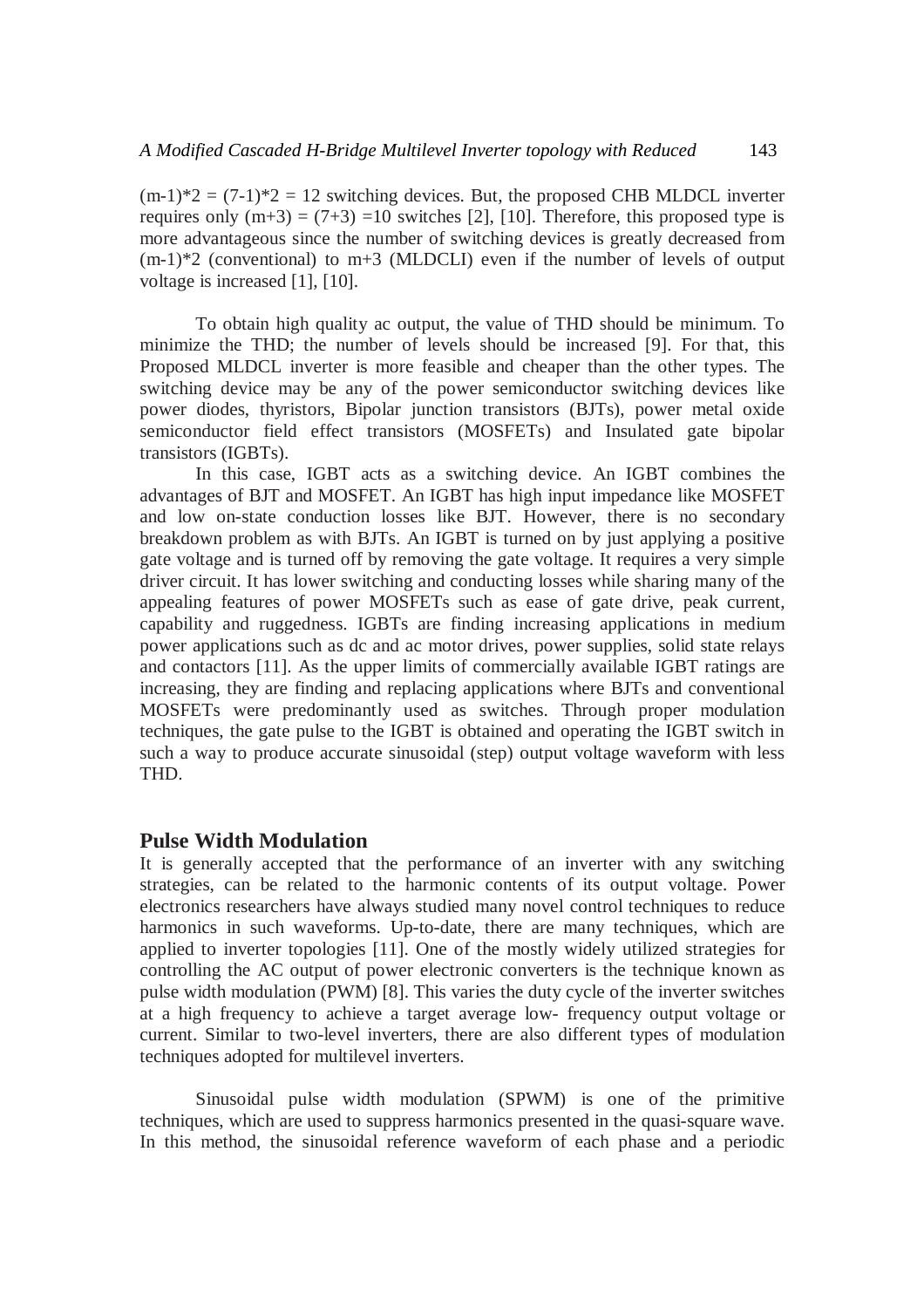(m-1)*2 = (7-1)*2 = 12 switching devices. But, the proposed CHB MLDCL inverter requires only (m+3) = (7+3) =10 switches [2], [10]. Therefore, this proposed type is more advantageous since the number of switching devices is greatly decreased from (m-1)*2 (conventional) to m+3 (MLDCLI) even if the number of levels of output voltage is increased [1], [10].

To obtain high quality ac output, the value of THD should be minimum. To minimize the THD; the number of levels should be increased [9]. For that, this Proposed MLDCL inverter is more feasible and cheaper than the other types. The switching device may be any of the power semiconductor switching devices like power diodes, thyristors, Bipolar junction transistors (BJTs), power metal oxide semiconductor field effect transistors (MOSFETs) and Insulated gate bipolar transistors (IGBTs).

In this case, IGBT acts as a switching device. An IGBT combines the advantages of BJT and MOSFET. An IGBT has high input impedance like MOSFET and low on-state conduction losses like BJT. However, there is no secondary breakdown problem as with BJTs. An IGBT is turned on by just applying a positive gate voltage and is turned off by removing the gate voltage. It requires a very simple driver circuit. It has lower switching and conducting losses while sharing many of the appealing features of power MOSFETs such as ease of gate drive, peak current, capability and ruggedness. IGBTs are finding increasing applications in medium power applications such as dc and ac motor drives, power supplies, solid state relays and contactors [11]. As the upper limits of commercially available IGBT ratings are increasing, they are finding and replacing applications where BJTs and conventional MOSFETs were predominantly used as switches. Through proper modulation techniques, the gate pulse to the IGBT is obtained and operating the IGBT switch in such a way to produce accurate sinusoidal (step) output voltage waveform with less THD.

## Pulse Width Modulation

It is generally accepted that the performance of an inverter with any switching strategies, can be related to the harmonic contents of its output voltage. Power electronics researchers have always studied many novel control techniques to reduce harmonics in such waveforms. Up-to-date, there are many techniques, which are applied to inverter topologies [11]. One of the mostly widely utilized strategies for controlling the AC output of power electronic converters is the technique known as pulse width modulation (PWM) [8]. This varies the duty cycle of the inverter switches at a high frequency to achieve a target average low- frequency output voltage or current. Similar to two-level inverters, there are also different types of modulation techniques adopted for multilevel inverters.

Sinusoidal pulse width modulation (SPWM) is one of the primitive techniques, which are used to suppress harmonics presented in the quasi-square wave. In this method, the sinusoidal reference waveform of each phase and a periodic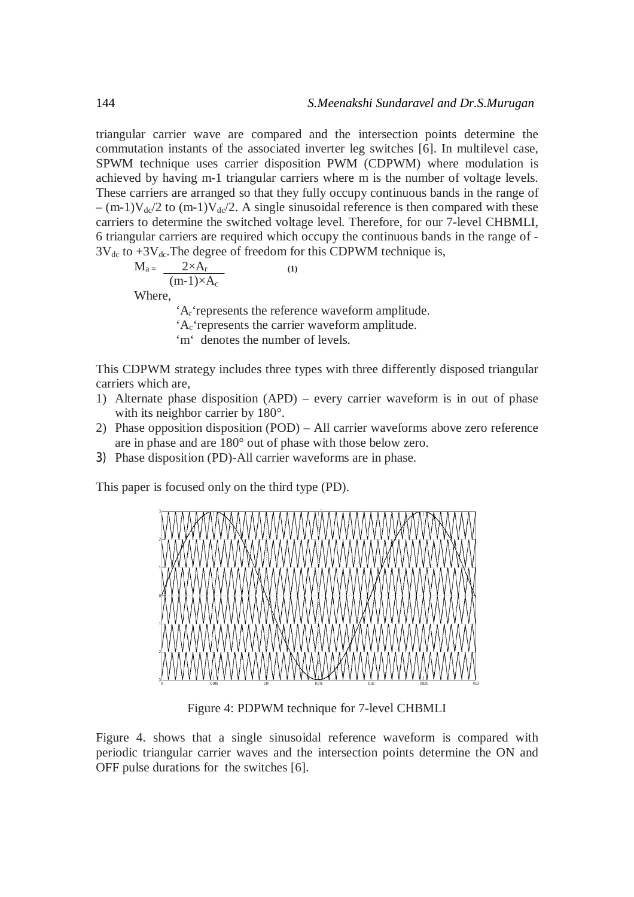triangular carrier wave are compared and the intersection points determine the commutation instants of the associated inverter leg switches [6]. In multilevel case, SPWM technique uses carrier disposition PWM (CDPWM) where modulation is achieved by having m-1 triangular carriers where m is the number of voltage levels. These carriers are arranged so that they fully occupy continuous bands in the range of $-(m-1)V_{dc}/2$ to $(m-1)V_{dc}/2$. A single sinusoidal reference is then compared with these carriers to determine the switched voltage level. Therefore, for our 7-level CHBMLI, 6 triangular carriers are required which occupy the continuous bands in the range of $-3V_{dc}$ to $+3V_{dc}$. The degree of freedom for this CDPWM technique is,

$$M_a = \frac{2 \times A_r}{(m-1) \times A_c} \qquad (1)$$

Where,

'$A_r$' represents the reference waveform amplitude.
'$A_c$' represents the carrier waveform amplitude.
'm' denotes the number of levels.

This CDPWM strategy includes three types with three differently disposed triangular carriers which are,

1) Alternate phase disposition (APD) – every carrier waveform is in out of phase with its neighbor carrier by 180°.
2) Phase opposition disposition (POD) – All carrier waveforms above zero reference are in phase and are 180° out of phase with those below zero.
3) Phase disposition (PD)-All carrier waveforms are in phase.

This paper is focused only on the third type (PD).

Figure 4: PDPWM technique for 7-level CHBMLI

Figure 4. shows that a single sinusoidal reference waveform is compared with periodic triangular carrier waves and the intersection points determine the ON and OFF pulse durations for the switches [6].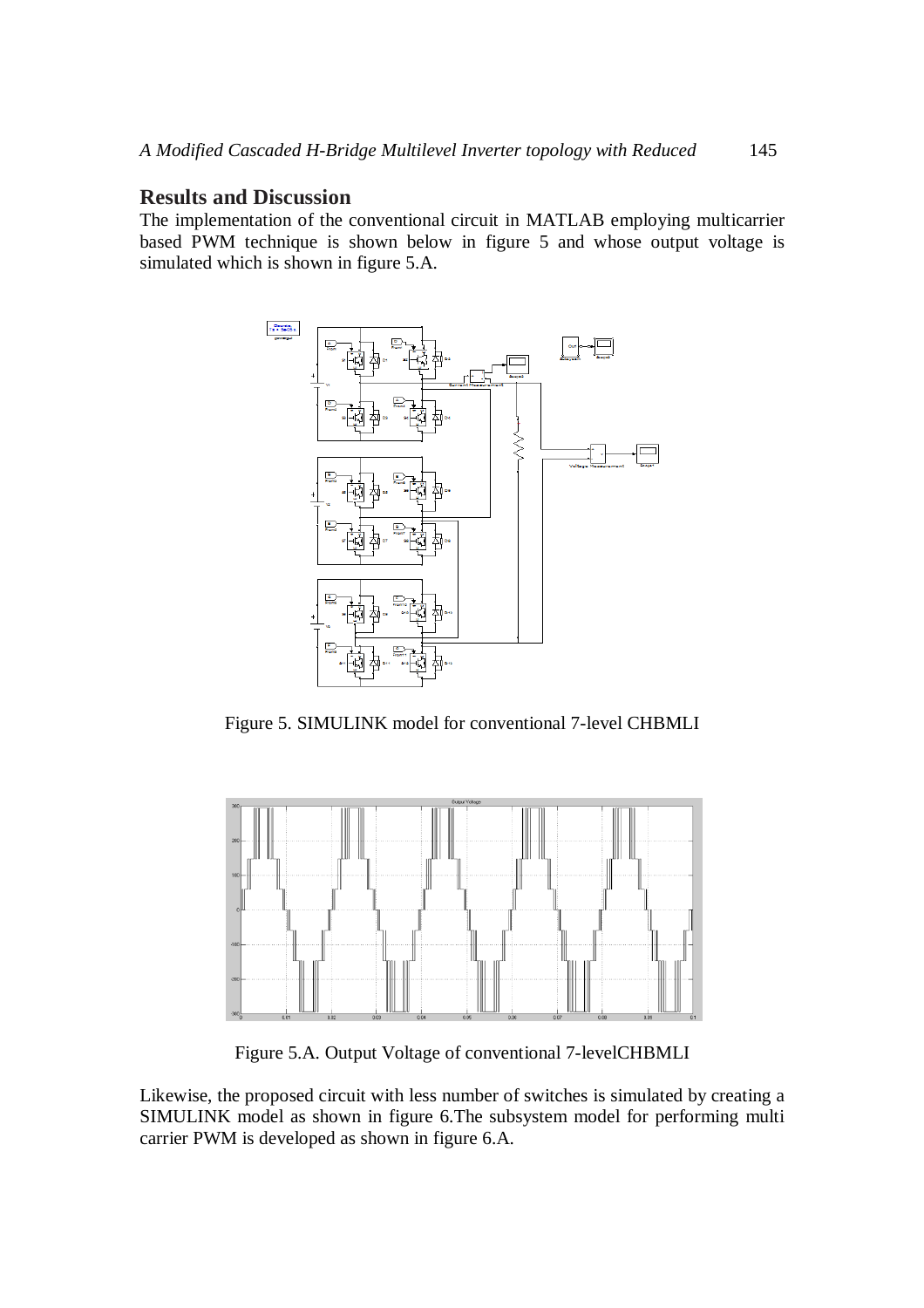## Results and Discussion

The implementation of the conventional circuit in MATLAB employing multicarrier based PWM technique is shown below in figure 5 and whose output voltage is simulated which is shown in figure 5.A.

Figure 5. SIMULINK model for conventional 7-level CHBMLI

Figure 5.A. Output Voltage of conventional 7-levelCHBMLI

Likewise, the proposed circuit with less number of switches is simulated by creating a SIMULINK model as shown in figure 6.The subsystem model for performing multi carrier PWM is developed as shown in figure 6.A.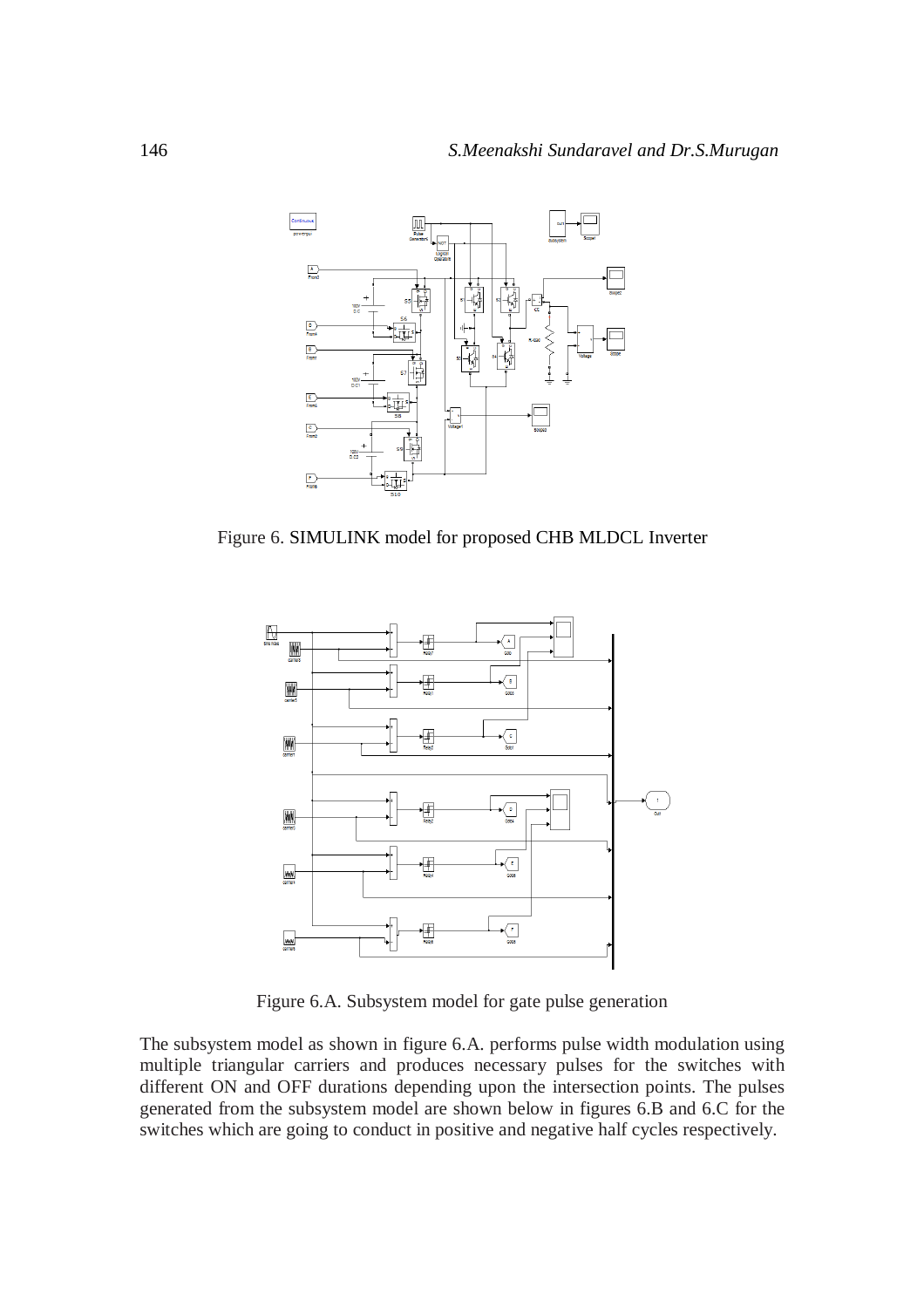Figure 6. SIMULINK model for proposed CHB MLDCL Inverter

Figure 6.A. Subsystem model for gate pulse generation

The subsystem model as shown in figure 6.A. performs pulse width modulation using multiple triangular carriers and produces necessary pulses for the switches with different ON and OFF durations depending upon the intersection points. The pulses generated from the subsystem model are shown below in figures 6.B and 6.C for the switches which are going to conduct in positive and negative half cycles respectively.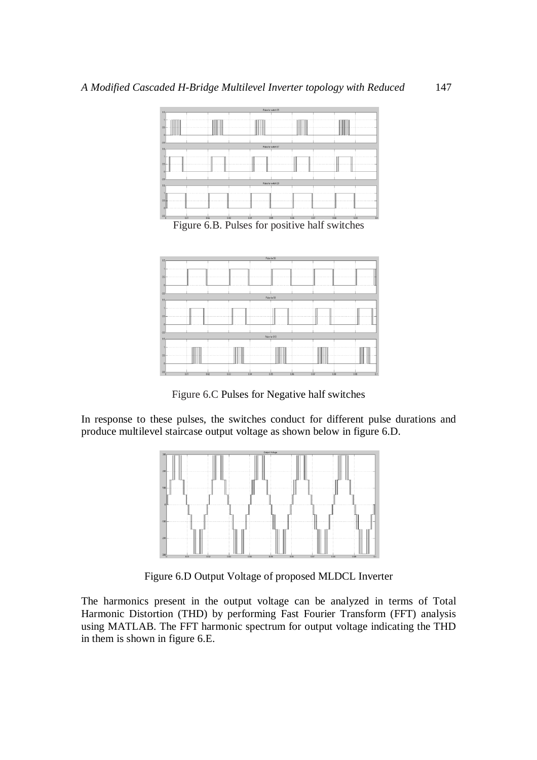Figure 6.B. Pulses for positive half switches

Figure 6.C Pulses for Negative half switches

In response to these pulses, the switches conduct for different pulse durations and produce multilevel staircase output voltage as shown below in figure 6.D.

Figure 6.D Output Voltage of proposed MLDCL Inverter

The harmonics present in the output voltage can be analyzed in terms of Total Harmonic Distortion (THD) by performing Fast Fourier Transform (FFT) analysis using MATLAB. The FFT harmonic spectrum for output voltage indicating the THD in them is shown in figure 6.E.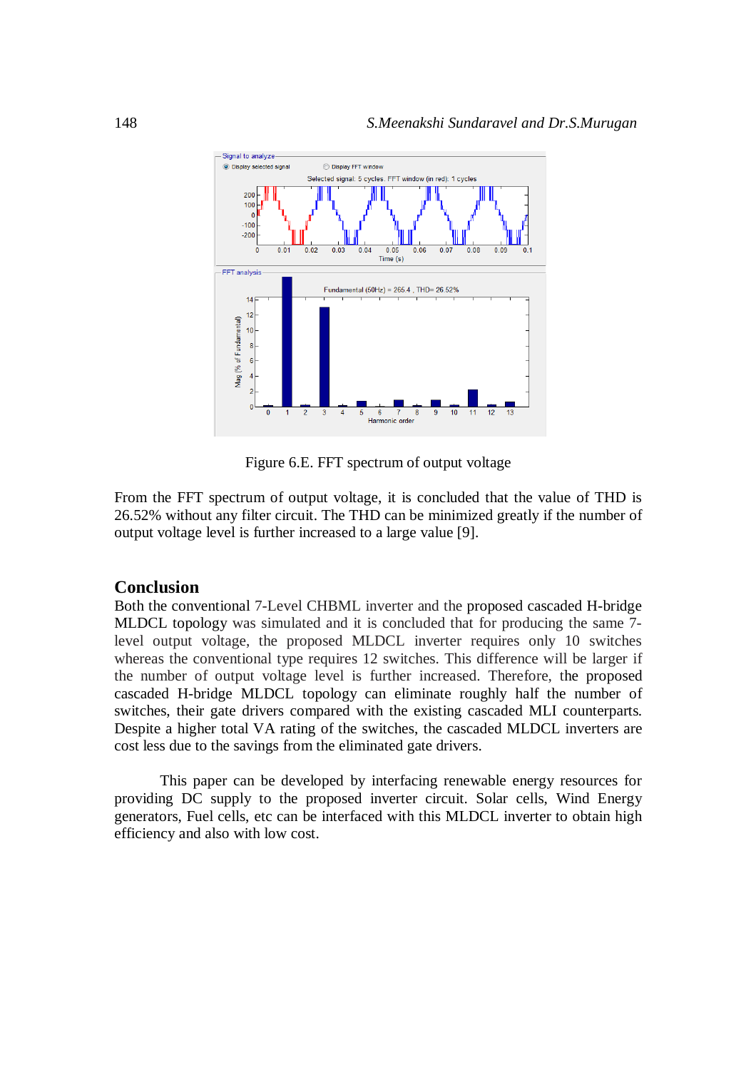Figure 6.E. FFT spectrum of output voltage

From the FFT spectrum of output voltage, it is concluded that the value of THD is 26.52% without any filter circuit. The THD can be minimized greatly if the number of output voltage level is further increased to a large value [9].

## Conclusion

Both the conventional 7-Level CHBML inverter and the proposed cascaded H-bridge MLDCL topology was simulated and it is concluded that for producing the same 7-level output voltage, the proposed MLDCL inverter requires only 10 switches whereas the conventional type requires 12 switches. This difference will be larger if the number of output voltage level is further increased. Therefore, the proposed cascaded H-bridge MLDCL topology can eliminate roughly half the number of switches, their gate drivers compared with the existing cascaded MLI counterparts. Despite a higher total VA rating of the switches, the cascaded MLDCL inverters are cost less due to the savings from the eliminated gate drivers.

This paper can be developed by interfacing renewable energy resources for providing DC supply to the proposed inverter circuit. Solar cells, Wind Energy generators, Fuel cells, etc can be interfaced with this MLDCL inverter to obtain high efficiency and also with low cost.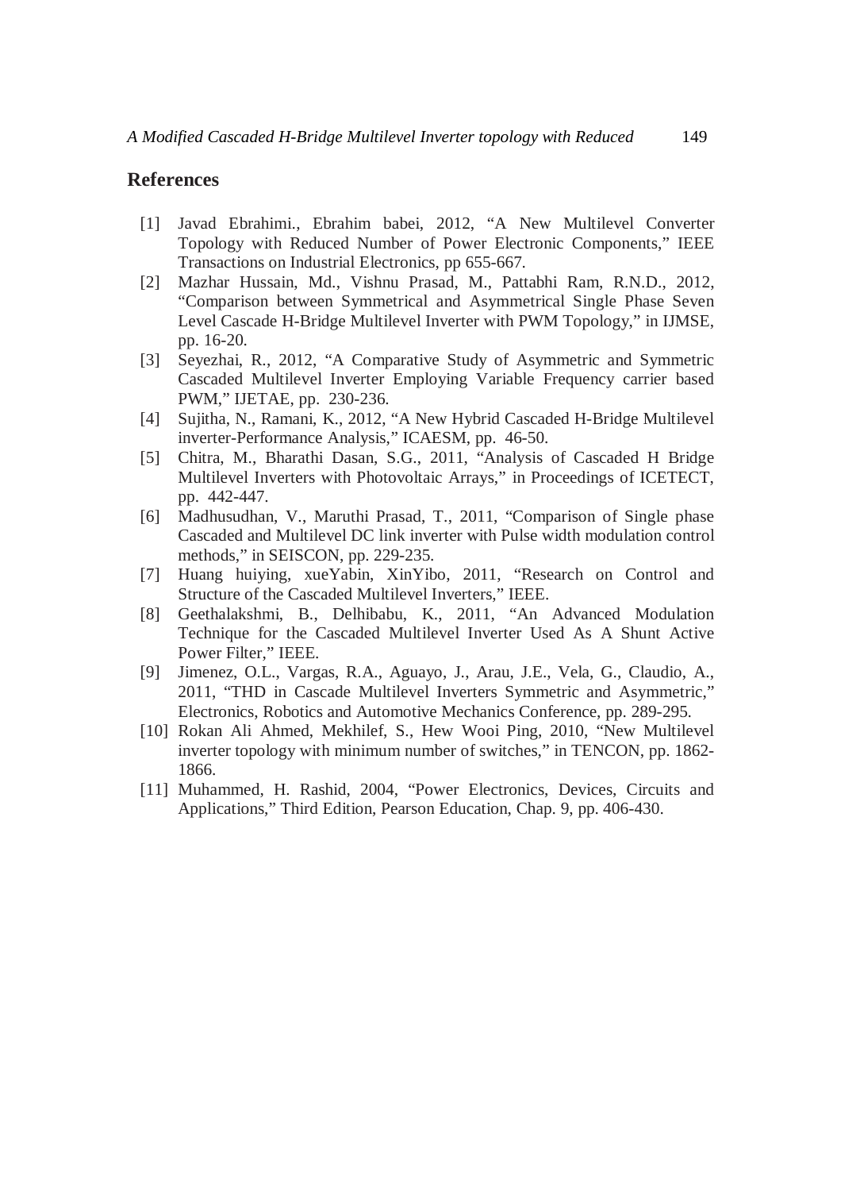## References

[1] Javad Ebrahimi., Ebrahim babei, 2012, "A New Multilevel Converter Topology with Reduced Number of Power Electronic Components," IEEE Transactions on Industrial Electronics, pp 655-667.

[2] Mazhar Hussain, Md., Vishnu Prasad, M., Pattabhi Ram, R.N.D., 2012, "Comparison between Symmetrical and Asymmetrical Single Phase Seven Level Cascade H-Bridge Multilevel Inverter with PWM Topology," in IJMSE, pp. 16-20.

[3] Seyezhai, R., 2012, "A Comparative Study of Asymmetric and Symmetric Cascaded Multilevel Inverter Employing Variable Frequency carrier based PWM," IJETAE, pp. 230-236.

[4] Sujitha, N., Ramani, K., 2012, "A New Hybrid Cascaded H-Bridge Multilevel inverter-Performance Analysis," ICAESM, pp. 46-50.

[5] Chitra, M., Bharathi Dasan, S.G., 2011, "Analysis of Cascaded H Bridge Multilevel Inverters with Photovoltaic Arrays," in Proceedings of ICETECT, pp. 442-447.

[6] Madhusudhan, V., Maruthi Prasad, T., 2011, "Comparison of Single phase Cascaded and Multilevel DC link inverter with Pulse width modulation control methods," in SEISCON, pp. 229-235.

[7] Huang huiying, xueYabin, XinYibo, 2011, "Research on Control and Structure of the Cascaded Multilevel Inverters," IEEE.

[8] Geethalakshmi, B., Delhibabu, K., 2011, "An Advanced Modulation Technique for the Cascaded Multilevel Inverter Used As A Shunt Active Power Filter," IEEE.

[9] Jimenez, O.L., Vargas, R.A., Aguayo, J., Arau, J.E., Vela, G., Claudio, A., 2011, "THD in Cascade Multilevel Inverters Symmetric and Asymmetric," Electronics, Robotics and Automotive Mechanics Conference, pp. 289-295.

[10] Rokan Ali Ahmed, Mekhilef, S., Hew Wooi Ping, 2010, "New Multilevel inverter topology with minimum number of switches," in TENCON, pp. 1862-1866.

[11] Muhammed, H. Rashid, 2004, "Power Electronics, Devices, Circuits and Applications," Third Edition, Pearson Education, Chap. 9, pp. 406-430.